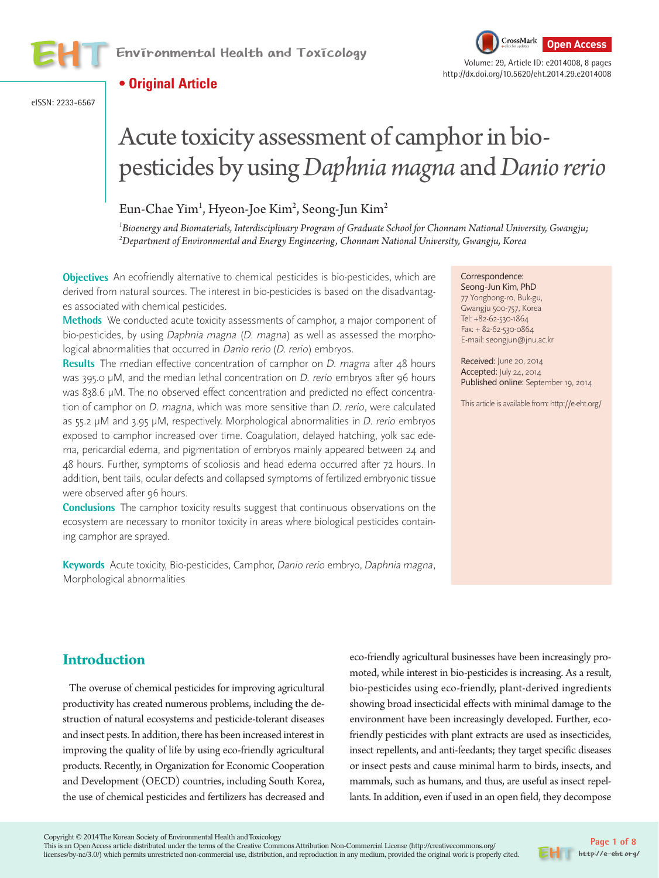**• Original Article**

eISSN: 2233-6567

# Acute toxicity assessment of camphor in bio-pesticides by using *Daphnia magna* and *Danio rerio*

Eun-Chae Yim[1], Hyeon-Joe Kim[2], Seong-Jun Kim[2]

[1]*Bioenergy and Biomaterials, Interdisciplinary Program of Graduate School for Chonnam National University, Gwangju;* [2]*Department of Environmental and Energy Engineering, Chonnam National University, Gwangju, Korea*

**Objectives** An ecofriendly alternative to chemical pesticides is bio-pesticides, which are derived from natural sources. The interest in bio-pesticides is based on the disadvantages associated with chemical pesticides.

**Methods** We conducted acute toxicity assessments of camphor, a major component of bio-pesticides, by using *Daphnia magna* (*D. magna*) as well as assessed the morphological abnormalities that occurred in *Danio rerio* (*D. rerio*) embryos.

**Results** The median effective concentration of camphor on *D. magna* after 48 hours was 395.0 μM, and the median lethal concentration on *D. rerio* embryos after 96 hours was 838.6 μM. The no observed effect concentration and predicted no effect concentration of camphor on *D. magna*, which was more sensitive than *D. rerio*, were calculated as 55.2 μM and 3.95 μM, respectively. Morphological abnormalities in *D. rerio* embryos exposed to camphor increased over time. Coagulation, delayed hatching, yolk sac edema, pericardial edema, and pigmentation of embryos mainly appeared between 24 and 48 hours. Further, symptoms of scoliosis and head edema occurred after 72 hours. In addition, bent tails, ocular defects and collapsed symptoms of fertilized embryonic tissue were observed after 96 hours.

**Conclusions** The camphor toxicity results suggest that continuous observations on the ecosystem are necessary to monitor toxicity in areas where biological pesticides containing camphor are sprayed.

**Keywords** Acute toxicity, Bio-pesticides, Camphor, *Danio rerio* embryo, *Daphnia magna*, Morphological abnormalities

Correspondence:
Seong-Jun Kim, PhD
77 Yongbong-ro, Buk-gu,
Gwangju 500-757, Korea
Tel: +82-62-530-1864
Fax: + 82-62-530-0864
E-mail: seongjun@jnu.ac.kr

**Received:** June 20, 2014
**Accepted:** July 24, 2014
**Published online:** September 19, 2014

This article is available from: http://e-eht.org/

## Introduction

The overuse of chemical pesticides for improving agricultural productivity has created numerous problems, including the destruction of natural ecosystems and pesticide-tolerant diseases and insect pests. In addition, there has been increased interest in improving the quality of life by using eco-friendly agricultural products. Recently, in Organization for Economic Cooperation and Development (OECD) countries, including South Korea, the use of chemical pesticides and fertilizers has decreased and eco-friendly agricultural businesses have been increasingly promoted, while interest in bio-pesticides is increasing. As a result, bio-pesticides using eco-friendly, plant-derived ingredients showing broad insecticidal effects with minimal damage to the environment have been increasingly developed. Further, eco-friendly pesticides with plant extracts are used as insecticides, insect repellents, and anti-feedants; they target specific diseases or insect pests and cause minimal harm to birds, insects, and mammals, such as humans, and thus, are useful as insect repellants. In addition, even if used in an open field, they decompose

Copyright © 2014 The Korean Society of Environmental Health and Toxicology
This is an Open Access article distributed under the terms of the Creative Commons Attribution Non-Commercial License (http://creativecommons.org/licenses/by-nc/3.0/) which permits unrestricted non-commercial use, distribution, and reproduction in any medium, provided the original work is properly cited.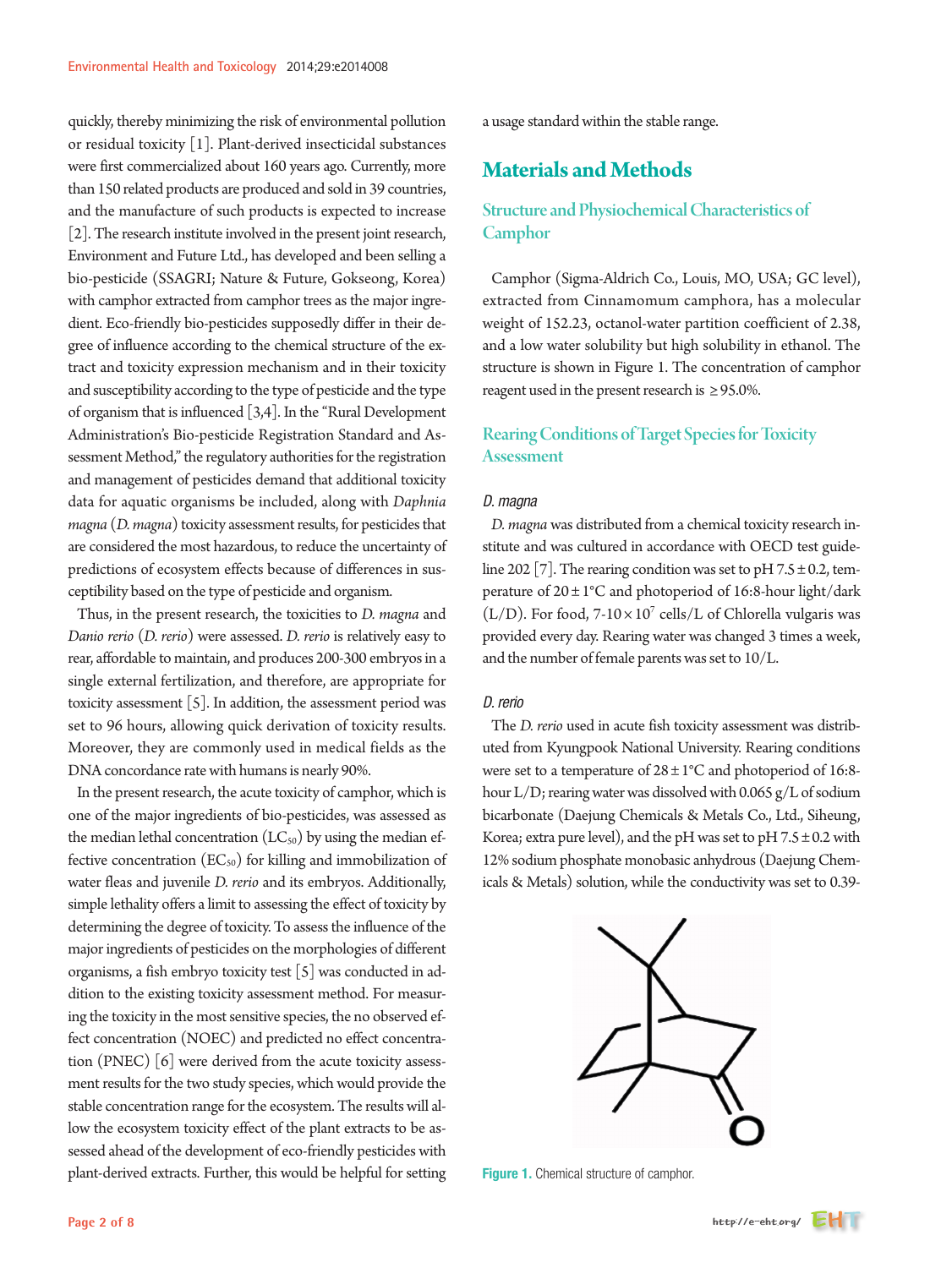quickly, thereby minimizing the risk of environmental pollution or residual toxicity [1]. Plant-derived insecticidal substances were first commercialized about 160 years ago. Currently, more than 150 related products are produced and sold in 39 countries, and the manufacture of such products is expected to increase [2]. The research institute involved in the present joint research, Environment and Future Ltd., has developed and been selling a bio-pesticide (SSAGRI; Nature & Future, Gokseong, Korea) with camphor extracted from camphor trees as the major ingredient. Eco-friendly bio-pesticides supposedly differ in their degree of influence according to the chemical structure of the extract and toxicity expression mechanism and in their toxicity and susceptibility according to the type of pesticide and the type of organism that is influenced [3,4]. In the "Rural Development Administration's Bio-pesticide Registration Standard and Assessment Method," the regulatory authorities for the registration and management of pesticides demand that additional toxicity data for aquatic organisms be included, along with *Daphnia magna* (*D. magna*) toxicity assessment results, for pesticides that are considered the most hazardous, to reduce the uncertainty of predictions of ecosystem effects because of differences in susceptibility based on the type of pesticide and organism.

Thus, in the present research, the toxicities to *D. magna* and *Danio rerio* (*D. rerio*) were assessed. *D. rerio* is relatively easy to rear, affordable to maintain, and produces 200-300 embryos in a single external fertilization, and therefore, are appropriate for toxicity assessment [5]. In addition, the assessment period was set to 96 hours, allowing quick derivation of toxicity results. Moreover, they are commonly used in medical fields as the DNA concordance rate with humans is nearly 90%.

In the present research, the acute toxicity of camphor, which is one of the major ingredients of bio-pesticides, was assessed as the median lethal concentration ($LC_{50}$) by using the median effective concentration ($EC_{50}$) for killing and immobilization of water fleas and juvenile *D. rerio* and its embryos. Additionally, simple lethality offers a limit to assessing the effect of toxicity by determining the degree of toxicity. To assess the influence of the major ingredients of pesticides on the morphologies of different organisms, a fish embryo toxicity test [5] was conducted in addition to the existing toxicity assessment method. For measuring the toxicity in the most sensitive species, the no observed effect concentration (NOEC) and predicted no effect concentration (PNEC) [6] were derived from the acute toxicity assessment results for the two study species, which would provide the stable concentration range for the ecosystem. The results will allow the ecosystem toxicity effect of the plant extracts to be assessed ahead of the development of eco-friendly pesticides with plant-derived extracts. Further, this would be helpful for setting a usage standard within the stable range.

# Materials and Methods

## Structure and Physiochemical Characteristics of Camphor

Camphor (Sigma-Aldrich Co., Louis, MO, USA; GC level), extracted from Cinnamomum camphora, has a molecular weight of 152.23, octanol-water partition coefficient of 2.38, and a low water solubility but high solubility in ethanol. The structure is shown in Figure 1. The concentration of camphor reagent used in the present research is ≥95.0%.

## Rearing Conditions of Target Species for Toxicity Assessment

### *D. magna*

*D. magna* was distributed from a chemical toxicity research institute and was cultured in accordance with OECD test guideline 202 [7]. The rearing condition was set to pH 7.5±0.2, temperature of 20±1°C and photoperiod of 16:8-hour light/dark (L/D). For food, 7-10×$10^7$ cells/L of Chlorella vulgaris was provided every day. Rearing water was changed 3 times a week, and the number of female parents was set to 10/L.

### *D. rerio*

The *D. rerio* used in acute fish toxicity assessment was distributed from Kyungpook National University. Rearing conditions were set to a temperature of 28±1°C and photoperiod of 16:8-hour L/D; rearing water was dissolved with 0.065 g/L of sodium bicarbonate (Daejung Chemicals & Metals Co., Ltd., Siheung, Korea; extra pure level), and the pH was set to pH 7.5±0.2 with 12% sodium phosphate monobasic anhydrous (Daejung Chemicals & Metals) solution, while the conductivity was set to 0.39-

**Figure 1.** Chemical structure of camphor.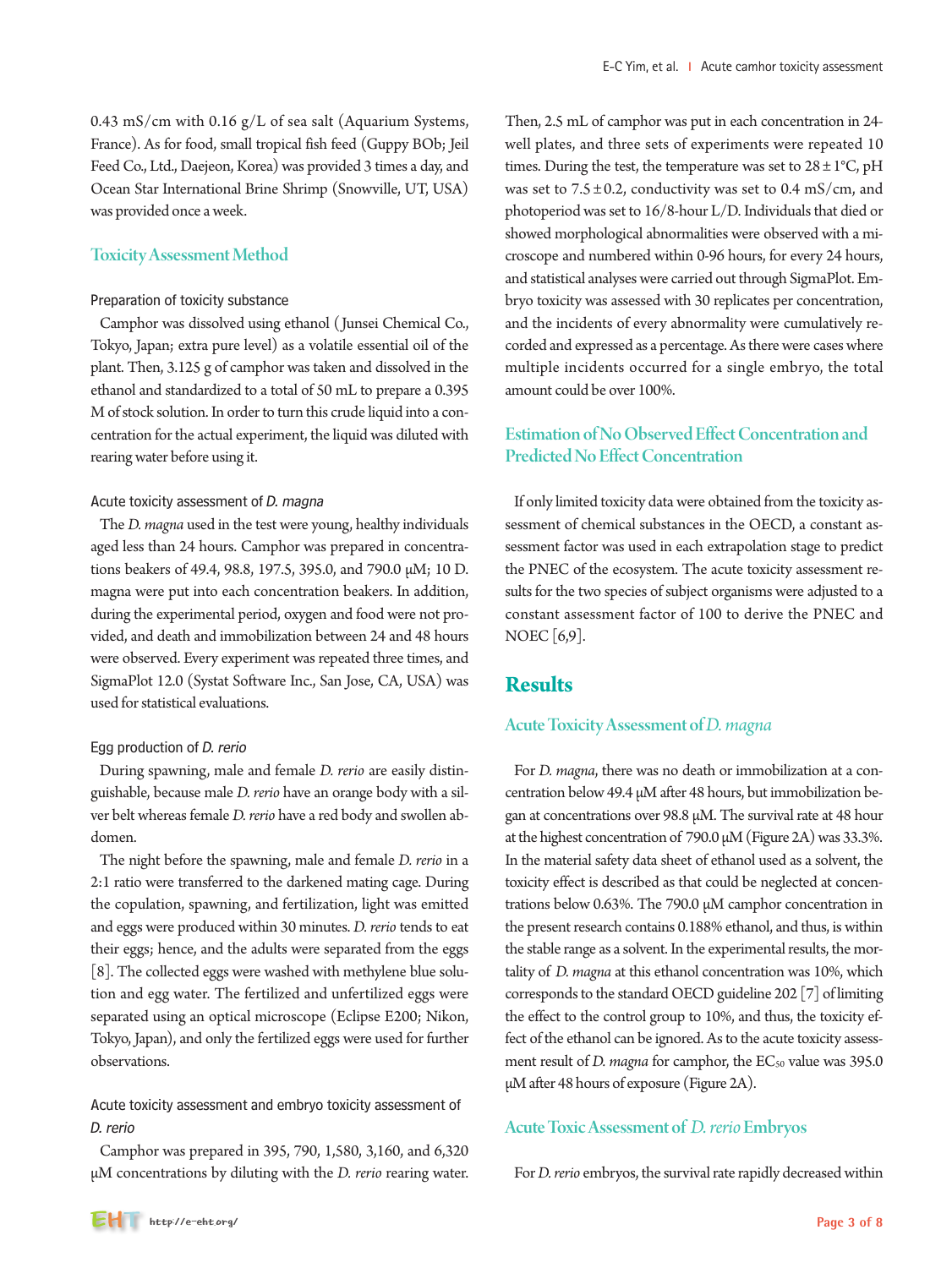0.43 mS/cm with 0.16 g/L of sea salt (Aquarium Systems, France). As for food, small tropical fish feed (Guppy BOb; Jeil Feed Co., Ltd., Daejeon, Korea) was provided 3 times a day, and Ocean Star International Brine Shrimp (Snowville, UT, USA) was provided once a week.

## Toxicity Assessment Method

### Preparation of toxicity substance

Camphor was dissolved using ethanol (Junsei Chemical Co., Tokyo, Japan; extra pure level) as a volatile essential oil of the plant. Then, 3.125 g of camphor was taken and dissolved in the ethanol and standardized to a total of 50 mL to prepare a 0.395 M of stock solution. In order to turn this crude liquid into a concentration for the actual experiment, the liquid was diluted with rearing water before using it.

### Acute toxicity assessment of *D. magna*

The *D. magna* used in the test were young, healthy individuals aged less than 24 hours. Camphor was prepared in concentrations beakers of 49.4, 98.8, 197.5, 395.0, and 790.0 μM; 10 D. magna were put into each concentration beakers. In addition, during the experimental period, oxygen and food were not provided, and death and immobilization between 24 and 48 hours were observed. Every experiment was repeated three times, and SigmaPlot 12.0 (Systat Software Inc., San Jose, CA, USA) was used for statistical evaluations.

### Egg production of *D. rerio*

During spawning, male and female *D. rerio* are easily distinguishable, because male *D. rerio* have an orange body with a silver belt whereas female *D. rerio* have a red body and swollen abdomen.

The night before the spawning, male and female *D. rerio* in a 2:1 ratio were transferred to the darkened mating cage. During the copulation, spawning, and fertilization, light was emitted and eggs were produced within 30 minutes. *D. rerio* tends to eat their eggs; hence, and the adults were separated from the eggs [8]. The collected eggs were washed with methylene blue solution and egg water. The fertilized and unfertilized eggs were separated using an optical microscope (Eclipse E200; Nikon, Tokyo, Japan), and only the fertilized eggs were used for further observations.

### Acute toxicity assessment and embryo toxicity assessment of *D. rerio*

Camphor was prepared in 395, 790, 1,580, 3,160, and 6,320 μM concentrations by diluting with the *D. rerio* rearing water. Then, 2.5 mL of camphor was put in each concentration in 24-well plates, and three sets of experiments were repeated 10 times. During the test, the temperature was set to 28±1°C, pH was set to 7.5±0.2, conductivity was set to 0.4 mS/cm, and photoperiod was set to 16/8-hour L/D. Individuals that died or showed morphological abnormalities were observed with a microscope and numbered within 0-96 hours, for every 24 hours, and statistical analyses were carried out through SigmaPlot. Embryo toxicity was assessed with 30 replicates per concentration, and the incidents of every abnormality were cumulatively recorded and expressed as a percentage. As there were cases where multiple incidents occurred for a single embryo, the total amount could be over 100%.

## Estimation of No Observed Effect Concentration and Predicted No Effect Concentration

If only limited toxicity data were obtained from the toxicity assessment of chemical substances in the OECD, a constant assessment factor was used in each extrapolation stage to predict the PNEC of the ecosystem. The acute toxicity assessment results for the two species of subject organisms were adjusted to a constant assessment factor of 100 to derive the PNEC and NOEC [6,9].

# Results

## Acute Toxicity Assessment of *D. magna*

For *D. magna*, there was no death or immobilization at a concentration below 49.4 μM after 48 hours, but immobilization began at concentrations over 98.8 μM. The survival rate at 48 hour at the highest concentration of 790.0 μM (Figure 2A) was 33.3%. In the material safety data sheet of ethanol used as a solvent, the toxicity effect is described as that could be neglected at concentrations below 0.63%. The 790.0 μM camphor concentration in the present research contains 0.188% ethanol, and thus, is within the stable range as a solvent. In the experimental results, the mortality of *D. magna* at this ethanol concentration was 10%, which corresponds to the standard OECD guideline 202 [7] of limiting the effect to the control group to 10%, and thus, the toxicity effect of the ethanol can be ignored. As to the acute toxicity assessment result of *D. magna* for camphor, the $EC_{50}$ value was 395.0 μM after 48 hours of exposure (Figure 2A).

## Acute Toxic Assessment of *D. rerio* Embryos

For *D. rerio* embryos, the survival rate rapidly decreased within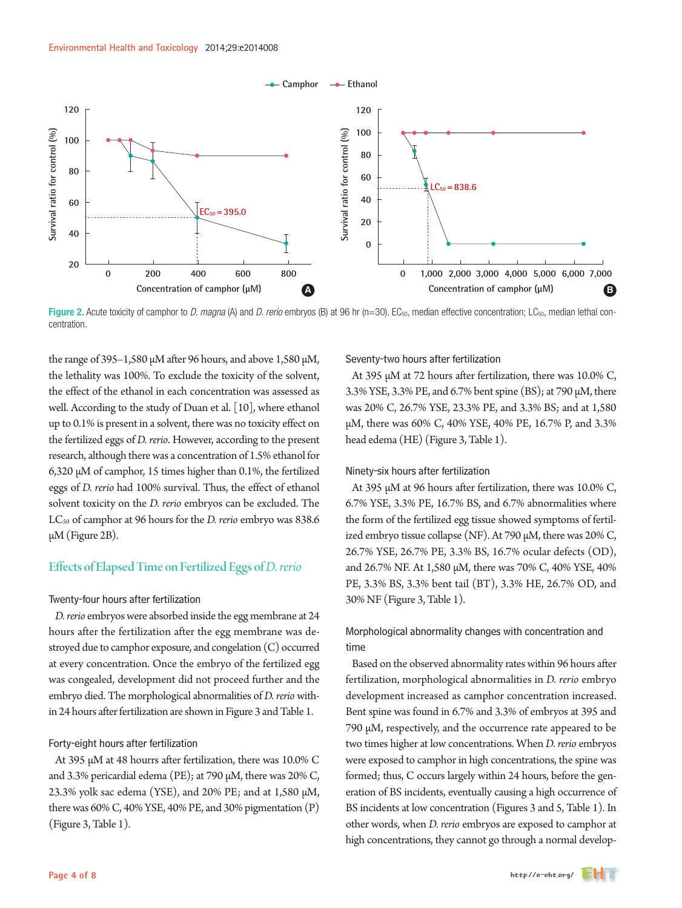**Figure 2.** Acute toxicity of camphor to *D. magna* (A) and *D. rerio* embryos (B) at 96 hr (n=30). $EC_{50}$, median effective concentration; $LC_{50}$, median lethal concentration.

the range of 395–1,580 μM after 96 hours, and above 1,580 μM, the lethality was 100%. To exclude the toxicity of the solvent, the effect of the ethanol in each concentration was assessed as well. According to the study of Duan et al. [10], where ethanol up to 0.1% is present in a solvent, there was no toxicity effect on the fertilized eggs of *D. rerio*. However, according to the present research, although there was a concentration of 1.5% ethanol for 6,320 μM of camphor, 15 times higher than 0.1%, the fertilized eggs of *D. rerio* had 100% survival. Thus, the effect of ethanol solvent toxicity on the *D. rerio* embryos can be excluded. The $LC_{50}$ of camphor at 96 hours for the *D. rerio* embryo was 838.6 μM (Figure 2B).

## Effects of Elapsed Time on Fertilized Eggs of *D. rerio*

### Twenty-four hours after fertilization

*D. rerio* embryos were absorbed inside the egg membrane at 24 hours after the fertilization after the egg membrane was destroyed due to camphor exposure, and congelation (C) occurred at every concentration. Once the embryo of the fertilized egg was congealed, development did not proceed further and the embryo died. The morphological abnormalities of *D. rerio* within 24 hours after fertilization are shown in Figure 3 and Table 1.

### Forty-eight hours after fertilization

At 395 μM at 48 hourrs after fertilization, there was 10.0% C and 3.3% pericardial edema (PE); at 790 μM, there was 20% C, 23.3% yolk sac edema (YSE), and 20% PE; and at 1,580 μM, there was 60% C, 40% YSE, 40% PE, and 30% pigmentation (P) (Figure 3, Table 1).

### Seventy-two hours after fertilization

At 395 μM at 72 hours after fertilization, there was 10.0% C, 3.3% YSE, 3.3% PE, and 6.7% bent spine (BS); at 790 μM, there was 20% C, 26.7% YSE, 23.3% PE, and 3.3% BS; and at 1,580 μM, there was 60% C, 40% YSE, 40% PE, 16.7% P, and 3.3% head edema (HE) (Figure 3, Table 1).

### Ninety-six hours after fertilization

At 395 μM at 96 hours after fertilization, there was 10.0% C, 6.7% YSE, 3.3% PE, 16.7% BS, and 6.7% abnormalities where the form of the fertilized egg tissue showed symptoms of fertilized embryo tissue collapse (NF). At 790 μM, there was 20% C, 26.7% YSE, 26.7% PE, 3.3% BS, 16.7% ocular defects (OD), and 26.7% NF. At 1,580 μM, there was 70% C, 40% YSE, 40% PE, 3.3% BS, 3.3% bent tail (BT), 3.3% HE, 26.7% OD, and 30% NF (Figure 3, Table 1).

### Morphological abnormality changes with concentration and time

Based on the observed abnormality rates within 96 hours after fertilization, morphological abnormalities in *D. rerio* embryo development increased as camphor concentration increased. Bent spine was found in 6.7% and 3.3% of embryos at 395 and 790 μM, respectively, and the occurrence rate appeared to be two times higher at low concentrations. When *D. rerio* embryos were exposed to camphor in high concentrations, the spine was formed; thus, C occurs largely within 24 hours, before the generation of BS incidents, eventually causing a high occurrence of BS incidents at low concentration (Figures 3 and 5, Table 1). In other words, when *D. rerio* embryos are exposed to camphor at high concentrations, they cannot go through a normal develop-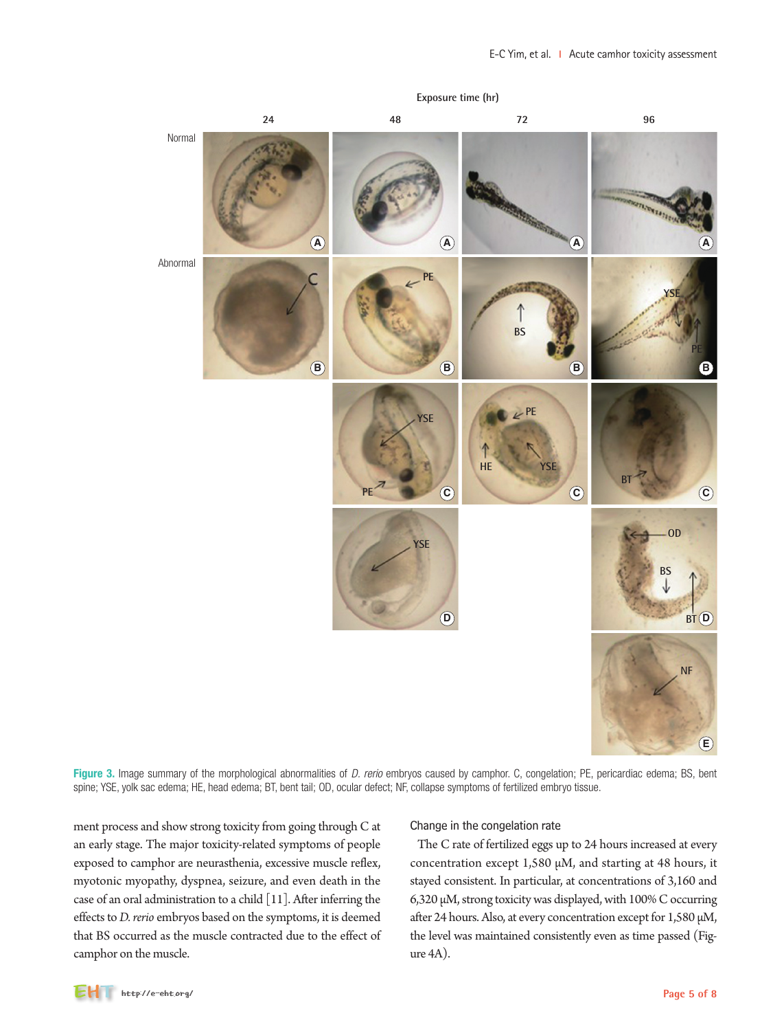**Figure 3.** Image summary of the morphological abnormalities of *D. rerio* embryos caused by camphor. C, congelation; PE, pericardiac edema; BS, bent spine; YSE, yolk sac edema; HE, head edema; BT, bent tail; OD, ocular defect; NF, collapse symptoms of fertilized embryo tissue.

ment process and show strong toxicity from going through C at an early stage. The major toxicity-related symptoms of people exposed to camphor are neurasthenia, excessive muscle reflex, myotonic myopathy, dyspnea, seizure, and even death in the case of an oral administration to a child [11]. After inferring the effects to *D. rerio* embryos based on the symptoms, it is deemed that BS occurred as the muscle contracted due to the effect of camphor on the muscle.

### Change in the congelation rate

The C rate of fertilized eggs up to 24 hours increased at every concentration except 1,580 μM, and starting at 48 hours, it stayed consistent. In particular, at concentrations of 3,160 and 6,320 μM, strong toxicity was displayed, with 100% C occurring after 24 hours. Also, at every concentration except for 1,580 μM, the level was maintained consistently even as time passed (Figure 4A).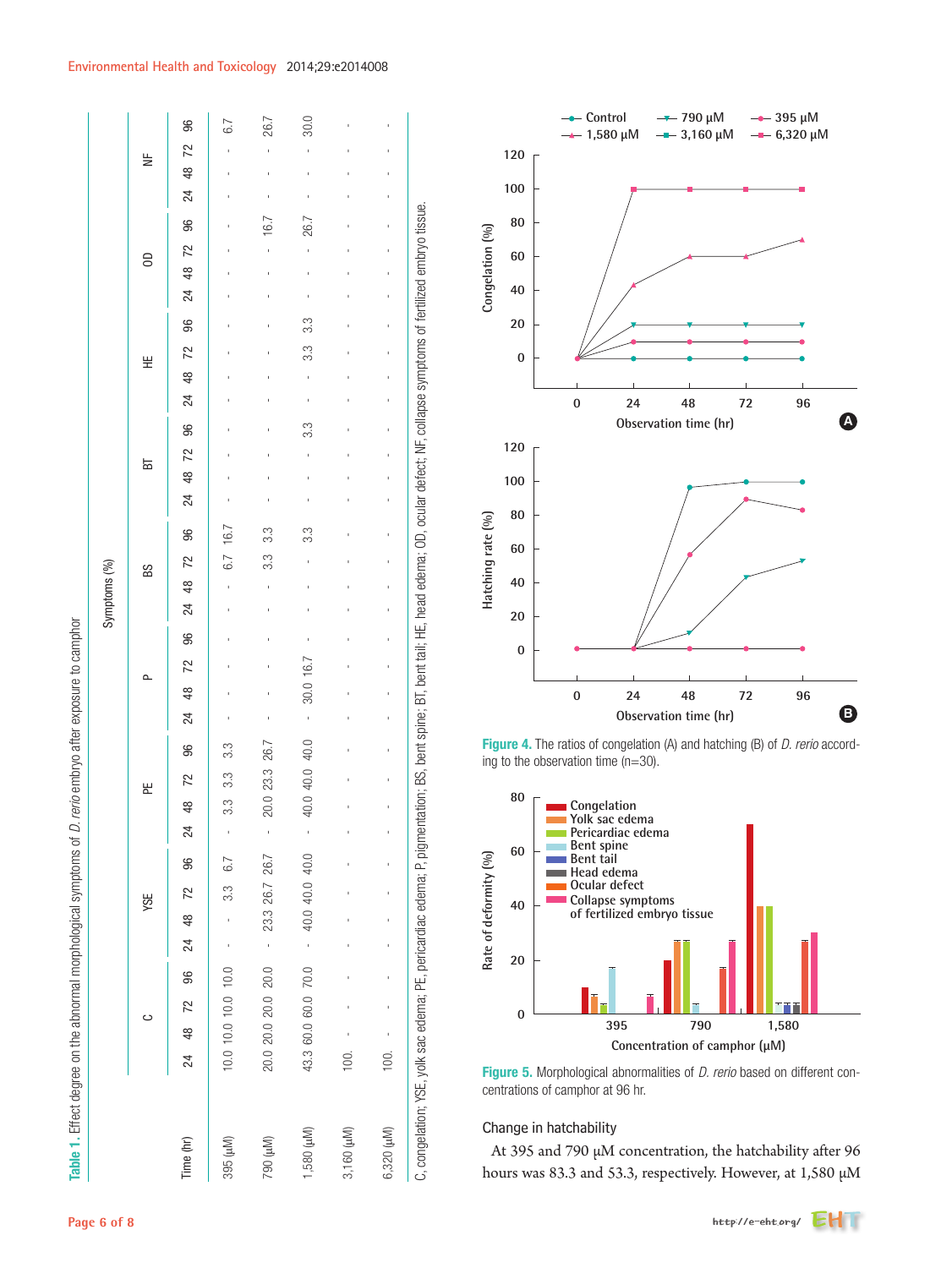**Table 1.** Effect degree on the abnormal morphological symptoms of *D. rerio* embryo after exposure to camphor

| Time (hr) | Symptoms (%) | | | | | | | | | | | | | | | | | | | | | | | | | | | | | | | | | | | |
|---|---|---|---|---|---|---|---|---|---|---|---|---|---|---|---|---|---|---|---|---|---|---|---|---|---|---|---|---|---|---|---|---|---|---|---|---|
| | C | | | | YSE | | | | PE | | | | P | | | | BS | | | | BT | | | | HE | | | | OD | | | | NF | | | |
| | 24 | 48 | 72 | 96 | 24 | 48 | 72 | 96 | 24 | 48 | 72 | 96 | 24 | 48 | 72 | 96 | 24 | 48 | 72 | 96 | 24 | 48 | 72 | 96 | 24 | 48 | 72 | 96 | 24 | 48 | 72 | 96 | 24 | 48 | 72 | 96 |
| 395 (μM) | 10.0 | 10.0 | 10.0 | 10.0 | - | - | 3.3 | 6.7 | - | 3.3 | 3.3 | 3.3 | - | - | - | - | - | - | 6.7 | 16.7 | - | - | - | - | - | - | - | - | - | - | - | - | - | - | - | 6.7 |
| 790 (μM) | 20.0 | 20.0 | 20.0 | 20.0 | - | 23.3 | 26.7 | 26.7 | - | 20.0 | 23.3 | 26.7 | - | - | - | - | - | - | 3.3 | 3.3 | - | - | - | - | - | - | - | - | - | - | - | 16.7 | - | - | - | 26.7 |
| 1,580 (μM) | 43.3 | 60.0 | 60.0 | 70.0 | - | 40.0 | 40.0 | 40.0 | - | 40.0 | 40.0 | 40.0 | - | 30.0 | 16.7 | - | - | - | - | 3.3 | - | - | - | 3.3 | - | - | 3.3 | 3.3 | - | - | - | 26.7 | - | - | - | 30.0 |
| 3,160 (μM) | 100. | - | - | - | - | - | - | - | - | - | - | - | - | - | - | - | - | - | - | - | - | - | - | - | - | - | - | - | - | - | - | - | - | - | - | - |
| 6,320 (μM) | 100. | - | - | - | - | - | - | - | - | - | - | - | - | - | - | - | - | - | - | - | - | - | - | - | - | - | - | - | - | - | - | - | - | - | - | - |

C, congelation; YSE, yolk sac edema; PE, pericardiac edema; P, pigmentation; BS, bent spine; BT, bent tail; HE, head edema; OD, ocular defect; NF, collapse symptoms of fertilized embryo tissue.

**Figure 4.** The ratios of congelation (A) and hatching (B) of *D. rerio* according to the observation time (n=30).

**Figure 5.** Morphological abnormalities of *D. rerio* based on different concentrations of camphor at 96 hr.

### Change in hatchability

At 395 and 790 μM concentration, the hatchability after 96 hours was 83.3 and 53.3, respectively. However, at 1,580 μM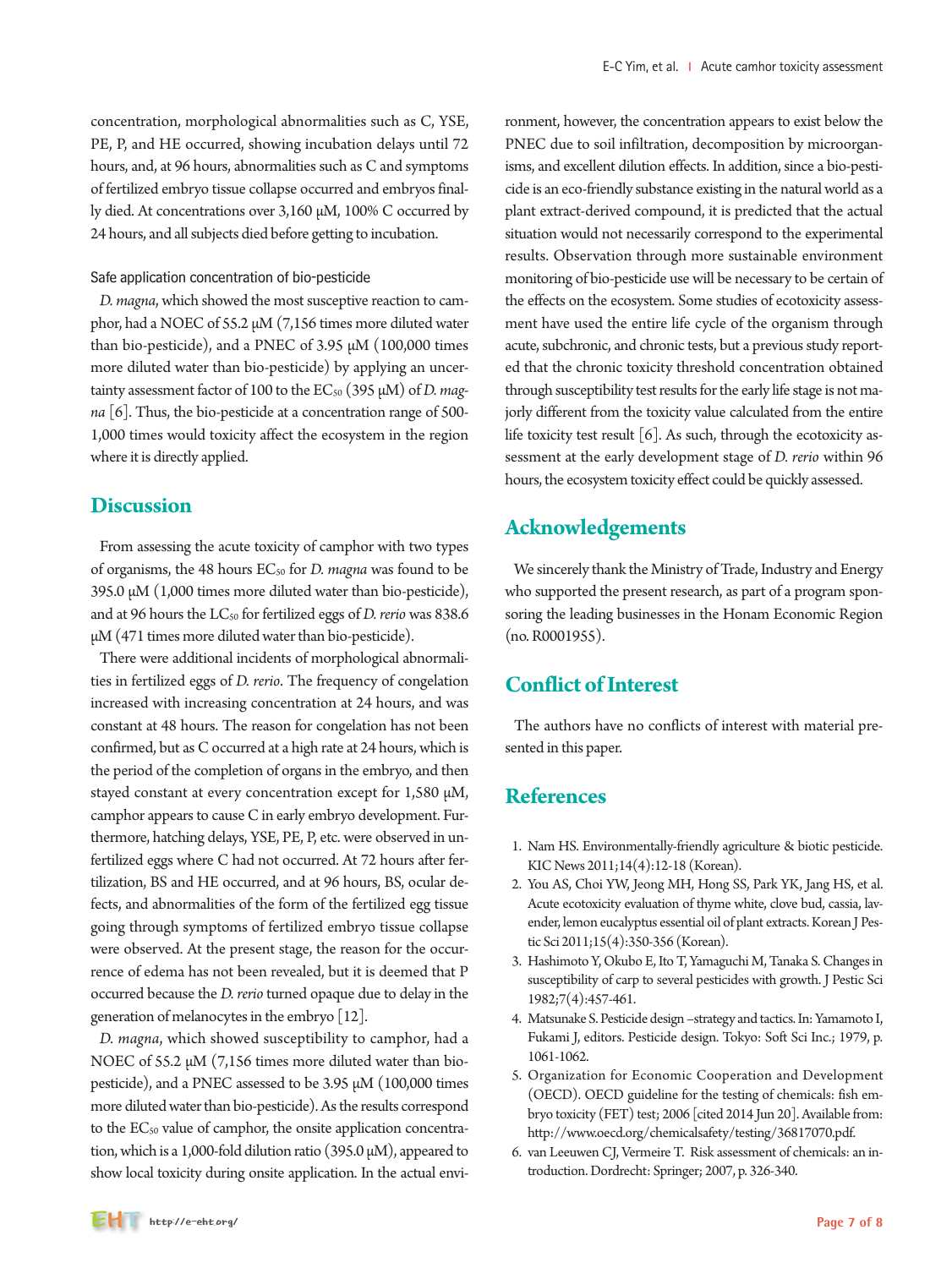concentration, morphological abnormalities such as C, YSE, PE, P, and HE occurred, showing incubation delays until 72 hours, and, at 96 hours, abnormalities such as C and symptoms of fertilized embryo tissue collapse occurred and embryos finally died. At concentrations over 3,160 μM, 100% C occurred by 24 hours, and all subjects died before getting to incubation.

### Safe application concentration of bio-pesticide

*D. magna*, which showed the most susceptive reaction to camphor, had a NOEC of 55.2 μM (7,156 times more diluted water than bio-pesticide), and a PNEC of 3.95 μM (100,000 times more diluted water than bio-pesticide) by applying an uncertainty assessment factor of 100 to the $EC_{50}$ (395 μM) of *D. magna* [6]. Thus, the bio-pesticide at a concentration range of 500-1,000 times would toxicity affect the ecosystem in the region where it is directly applied.

## Discussion

From assessing the acute toxicity of camphor with two types of organisms, the 48 hours $EC_{50}$ for *D. magna* was found to be 395.0 μM (1,000 times more diluted water than bio-pesticide), and at 96 hours the $LC_{50}$ for fertilized eggs of *D. rerio* was 838.6 μM (471 times more diluted water than bio-pesticide).

There were additional incidents of morphological abnormalities in fertilized eggs of *D. rerio*. The frequency of congelation increased with increasing concentration at 24 hours, and was constant at 48 hours. The reason for congelation has not been confirmed, but as C occurred at a high rate at 24 hours, which is the period of the completion of organs in the embryo, and then stayed constant at every concentration except for 1,580 μM, camphor appears to cause C in early embryo development. Furthermore, hatching delays, YSE, PE, P, etc. were observed in unfertilized eggs where C had not occurred. At 72 hours after fertilization, BS and HE occurred, and at 96 hours, BS, ocular defects, and abnormalities of the form of the fertilized egg tissue going through symptoms of fertilized embryo tissue collapse were observed. At the present stage, the reason for the occurrence of edema has not been revealed, but it is deemed that P occurred because the *D. rerio* turned opaque due to delay in the generation of melanocytes in the embryo [12].

*D. magna*, which showed susceptibility to camphor, had a NOEC of 55.2 μM (7,156 times more diluted water than bio-pesticide), and a PNEC assessed to be 3.95 μM (100,000 times more diluted water than bio-pesticide). As the results correspond to the $EC_{50}$ value of camphor, the onsite application concentration, which is a 1,000-fold dilution ratio (395.0 μM), appeared to show local toxicity during onsite application. In the actual environment, however, the concentration appears to exist below the PNEC due to soil infiltration, decomposition by microorganisms, and excellent dilution effects. In addition, since a bio-pesticide is an eco-friendly substance existing in the natural world as a plant extract-derived compound, it is predicted that the actual situation would not necessarily correspond to the experimental results. Observation through more sustainable environment monitoring of bio-pesticide use will be necessary to be certain of the effects on the ecosystem. Some studies of ecotoxicity assessment have used the entire life cycle of the organism through acute, subchronic, and chronic tests, but a previous study reported that the chronic toxicity threshold concentration obtained through susceptibility test results for the early life stage is not majorly different from the toxicity value calculated from the entire life toxicity test result [6]. As such, through the ecotoxicity assessment at the early development stage of *D. rerio* within 96 hours, the ecosystem toxicity effect could be quickly assessed.

## Acknowledgements

We sincerely thank the Ministry of Trade, Industry and Energy who supported the present research, as part of a program sponsoring the leading businesses in the Honam Economic Region (no. R0001955).

## Conflict of Interest

The authors have no conflicts of interest with material presented in this paper.

## References

1. Nam HS. Environmentally-friendly agriculture & biotic pesticide. KIC News 2011;14(4):12-18 (Korean).
2. You AS, Choi YW, Jeong MH, Hong SS, Park YK, Jang HS, et al. Acute ecotoxicity evaluation of thyme white, clove bud, cassia, lavender, lemon eucalyptus essential oil of plant extracts. Korean J Pestic Sci 2011;15(4):350-356 (Korean).
3. Hashimoto Y, Okubo E, Ito T, Yamaguchi M, Tanaka S. Changes in susceptibility of carp to several pesticides with growth. J Pestic Sci 1982;7(4):457-461.
4. Matsunake S. Pesticide design –strategy and tactics. In: Yamamoto I, Fukami J, editors. Pesticide design. Tokyo: Soft Sci Inc.; 1979, p. 1061-1062.
5. Organization for Economic Cooperation and Development (OECD). OECD guideline for the testing of chemicals: fish embryo toxicity (FET) test; 2006 [cited 2014 Jun 20]. Available from: http://www.oecd.org/chemicalsafety/testing/36817070.pdf.
6. van Leeuwen CJ, Vermeire T. Risk assessment of chemicals: an introduction. Dordrecht: Springer; 2007, p. 326-340.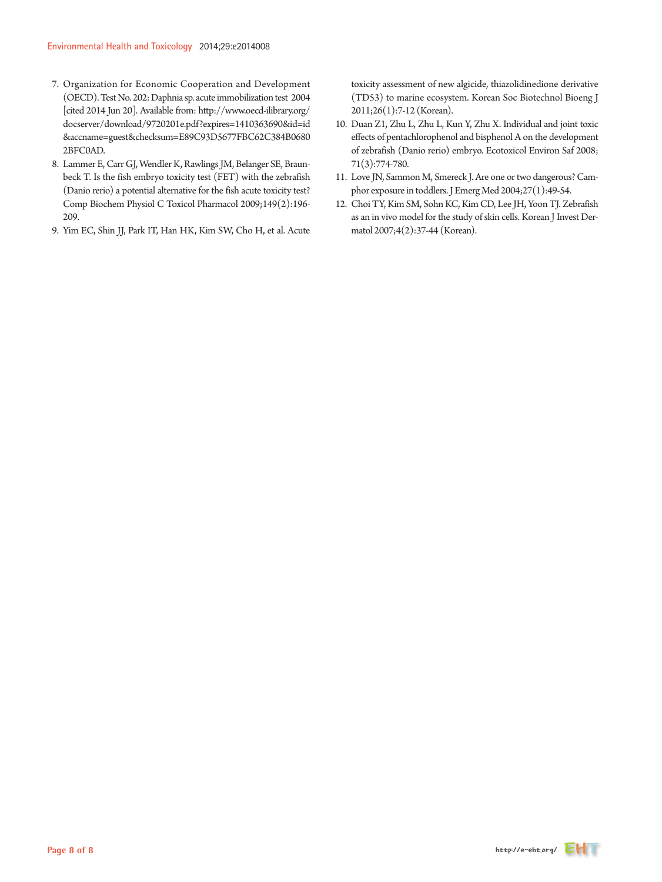7. Organization for Economic Cooperation and Development (OECD). Test No. 202: Daphnia sp. acute immobilization test 2004 [cited 2014 Jun 20]. Available from: http://www.oecd-ilibrary.org/docserver/download/9720201e.pdf?expires=1410363690&id=id&accname=guest&checksum=E89C93D5677FBC62C384B06802BFC0AD.
8. Lammer E, Carr GJ, Wendler K, Rawlings JM, Belanger SE, Braunbeck T. Is the fish embryo toxicity test (FET) with the zebrafish (Danio rerio) a potential alternative for the fish acute toxicity test? Comp Biochem Physiol C Toxicol Pharmacol 2009;149(2):196-209.
9. Yim EC, Shin JJ, Park IT, Han HK, Kim SW, Cho H, et al. Acute toxicity assessment of new algicide, thiazolidinedione derivative (TD53) to marine ecosystem. Korean Soc Biotechnol Bioeng J 2011;26(1):7-12 (Korean).
10. Duan Z1, Zhu L, Zhu L, Kun Y, Zhu X. Individual and joint toxic effects of pentachlorophenol and bisphenol A on the development of zebrafish (Danio rerio) embryo. Ecotoxicol Environ Saf 2008; 71(3):774-780.
11. Love JN, Sammon M, Smereck J. Are one or two dangerous? Camphor exposure in toddlers. J Emerg Med 2004;27(1):49-54.
12. Choi TY, Kim SM, Sohn KC, Kim CD, Lee JH, Yoon TJ. Zebrafish as an in vivo model for the study of skin cells. Korean J Invest Dermatol 2007;4(2):37-44 (Korean).